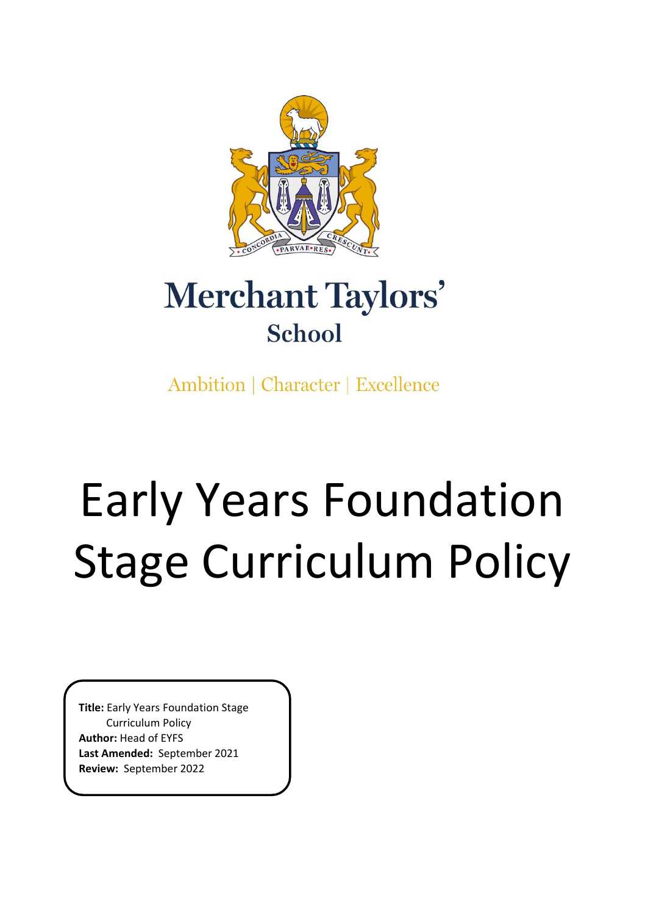Merchant Taylors'

School

Ambition | Character | Excellence

# Early Years Foundation Stage Curriculum Policy

**Title:** Early Years Foundation Stage Curriculum Policy
**Author:** Head of EYFS
**Last Amended:** September 2021
**Review:** September 2022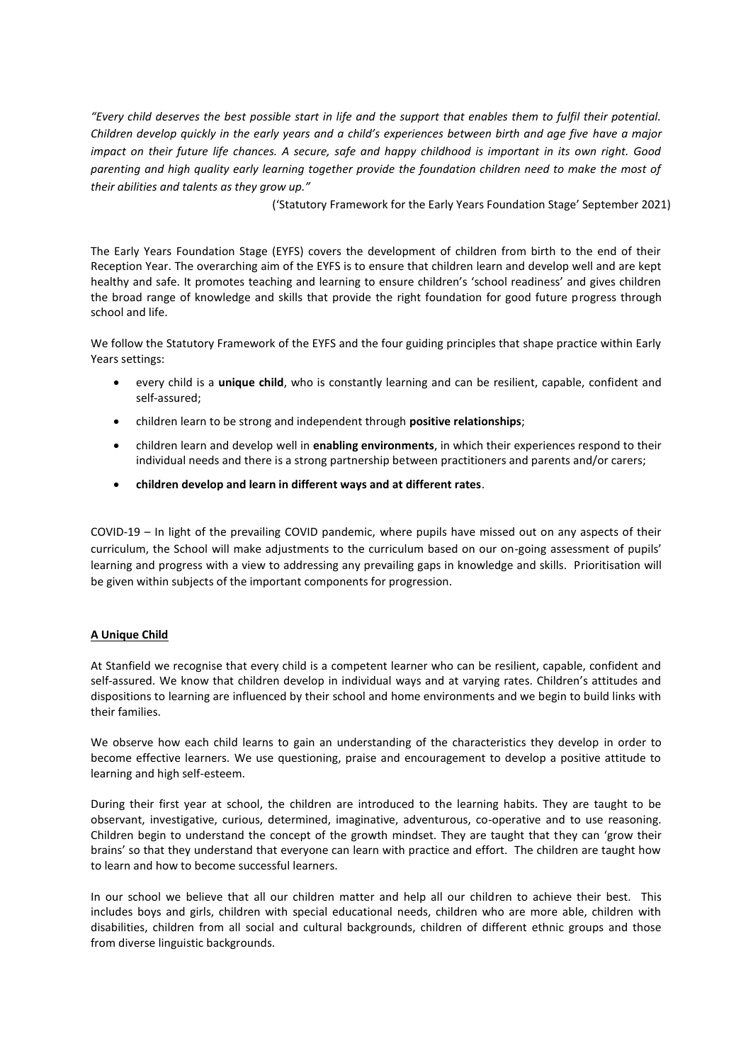*"Every child deserves the best possible start in life and the support that enables them to fulfil their potential. Children develop quickly in the early years and a child's experiences between birth and age five have a major impact on their future life chances. A secure, safe and happy childhood is important in its own right. Good parenting and high quality early learning together provide the foundation children need to make the most of their abilities and talents as they grow up."*

('Statutory Framework for the Early Years Foundation Stage' September 2021)

The Early Years Foundation Stage (EYFS) covers the development of children from birth to the end of their Reception Year. The overarching aim of the EYFS is to ensure that children learn and develop well and are kept healthy and safe. It promotes teaching and learning to ensure children's 'school readiness' and gives children the broad range of knowledge and skills that provide the right foundation for good future progress through school and life.

We follow the Statutory Framework of the EYFS and the four guiding principles that shape practice within Early Years settings:

- every child is a **unique child**, who is constantly learning and can be resilient, capable, confident and self-assured;
- children learn to be strong and independent through **positive relationships**;
- children learn and develop well in **enabling environments**, in which their experiences respond to their individual needs and there is a strong partnership between practitioners and parents and/or carers;
- **children develop and learn in different ways and at different rates**.

COVID-19 – In light of the prevailing COVID pandemic, where pupils have missed out on any aspects of their curriculum, the School will make adjustments to the curriculum based on our on-going assessment of pupils' learning and progress with a view to addressing any prevailing gaps in knowledge and skills. Prioritisation will be given within subjects of the important components for progression.

**A Unique Child**

At Stanfield we recognise that every child is a competent learner who can be resilient, capable, confident and self-assured. We know that children develop in individual ways and at varying rates. Children's attitudes and dispositions to learning are influenced by their school and home environments and we begin to build links with their families.

We observe how each child learns to gain an understanding of the characteristics they develop in order to become effective learners. We use questioning, praise and encouragement to develop a positive attitude to learning and high self-esteem.

During their first year at school, the children are introduced to the learning habits. They are taught to be observant, investigative, curious, determined, imaginative, adventurous, co-operative and to use reasoning. Children begin to understand the concept of the growth mindset. They are taught that they can 'grow their brains' so that they understand that everyone can learn with practice and effort. The children are taught how to learn and how to become successful learners.

In our school we believe that all our children matter and help all our children to achieve their best. This includes boys and girls, children with special educational needs, children who are more able, children with disabilities, children from all social and cultural backgrounds, children of different ethnic groups and those from diverse linguistic backgrounds.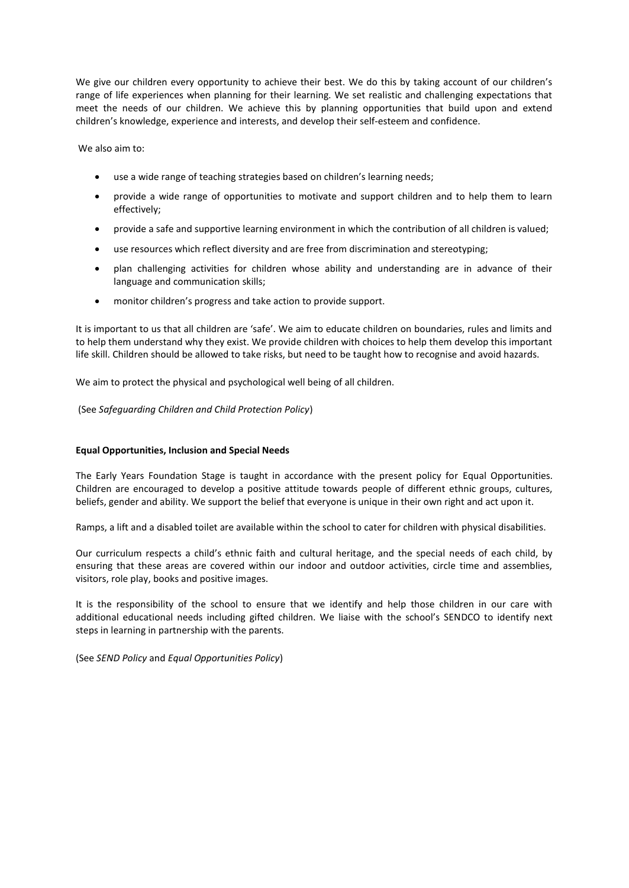We give our children every opportunity to achieve their best. We do this by taking account of our children's range of life experiences when planning for their learning. We set realistic and challenging expectations that meet the needs of our children. We achieve this by planning opportunities that build upon and extend children's knowledge, experience and interests, and develop their self-esteem and confidence.

We also aim to:

- use a wide range of teaching strategies based on children's learning needs;
- provide a wide range of opportunities to motivate and support children and to help them to learn effectively;
- provide a safe and supportive learning environment in which the contribution of all children is valued;
- use resources which reflect diversity and are free from discrimination and stereotyping;
- plan challenging activities for children whose ability and understanding are in advance of their language and communication skills;
- monitor children's progress and take action to provide support.

It is important to us that all children are 'safe'. We aim to educate children on boundaries, rules and limits and to help them understand why they exist. We provide children with choices to help them develop this important life skill. Children should be allowed to take risks, but need to be taught how to recognise and avoid hazards.

We aim to protect the physical and psychological well being of all children.

(See *Safeguarding Children and Child Protection Policy*)

**Equal Opportunities, Inclusion and Special Needs**

The Early Years Foundation Stage is taught in accordance with the present policy for Equal Opportunities. Children are encouraged to develop a positive attitude towards people of different ethnic groups, cultures, beliefs, gender and ability. We support the belief that everyone is unique in their own right and act upon it.

Ramps, a lift and a disabled toilet are available within the school to cater for children with physical disabilities.

Our curriculum respects a child's ethnic faith and cultural heritage, and the special needs of each child, by ensuring that these areas are covered within our indoor and outdoor activities, circle time and assemblies, visitors, role play, books and positive images.

It is the responsibility of the school to ensure that we identify and help those children in our care with additional educational needs including gifted children. We liaise with the school's SENDCO to identify next steps in learning in partnership with the parents.

(See *SEND Policy* and *Equal Opportunities Policy*)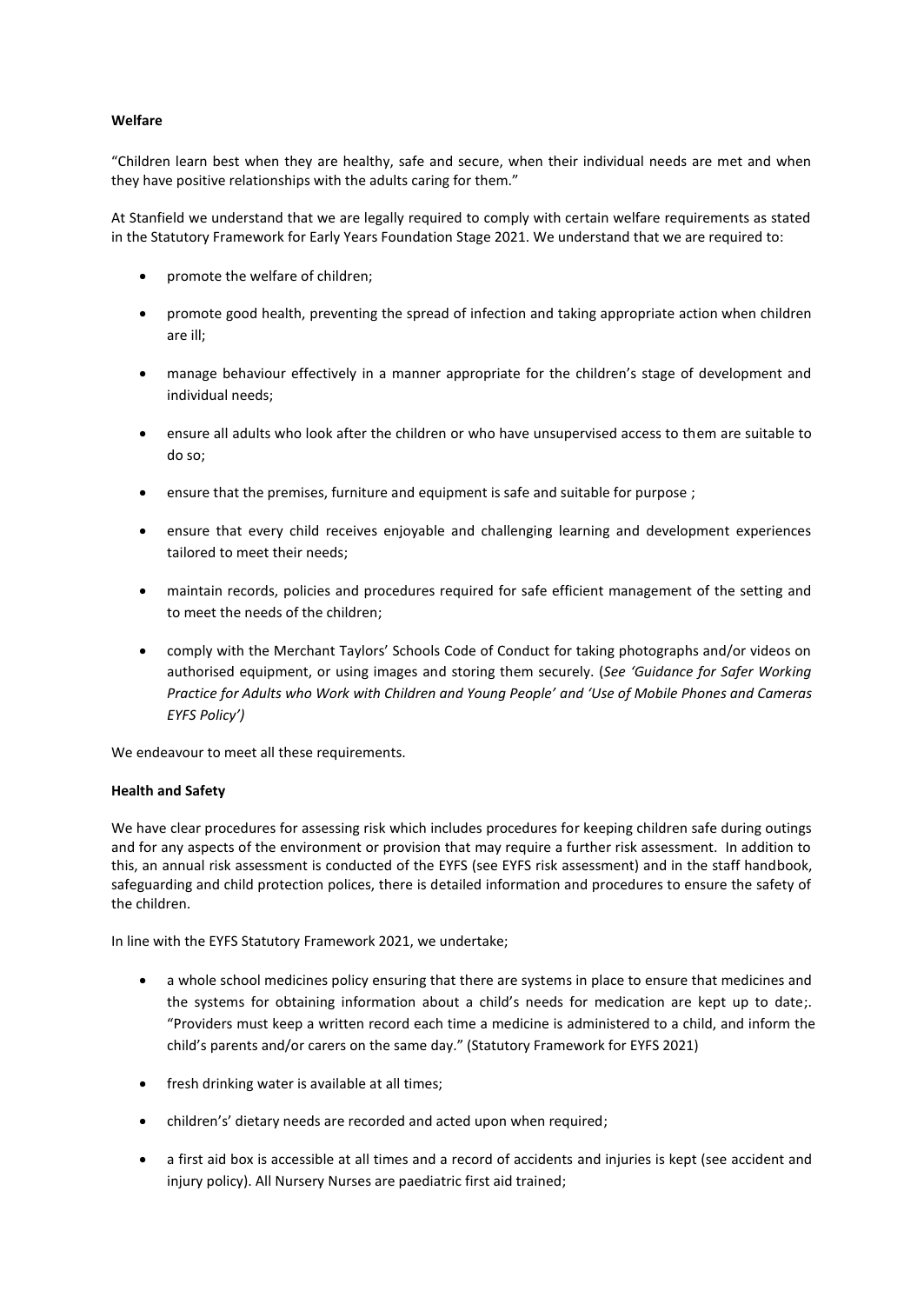**Welfare**

"Children learn best when they are healthy, safe and secure, when their individual needs are met and when they have positive relationships with the adults caring for them."

At Stanfield we understand that we are legally required to comply with certain welfare requirements as stated in the Statutory Framework for Early Years Foundation Stage 2021. We understand that we are required to:

- promote the welfare of children;
- promote good health, preventing the spread of infection and taking appropriate action when children are ill;
- manage behaviour effectively in a manner appropriate for the children's stage of development and individual needs;
- ensure all adults who look after the children or who have unsupervised access to them are suitable to do so;
- ensure that the premises, furniture and equipment is safe and suitable for purpose ;
- ensure that every child receives enjoyable and challenging learning and development experiences tailored to meet their needs;
- maintain records, policies and procedures required for safe efficient management of the setting and to meet the needs of the children;
- comply with the Merchant Taylors' Schools Code of Conduct for taking photographs and/or videos on authorised equipment, or using images and storing them securely. (*See 'Guidance for Safer Working Practice for Adults who Work with Children and Young People' and 'Use of Mobile Phones and Cameras EYFS Policy')*

We endeavour to meet all these requirements.

**Health and Safety**

We have clear procedures for assessing risk which includes procedures for keeping children safe during outings and for any aspects of the environment or provision that may require a further risk assessment. In addition to this, an annual risk assessment is conducted of the EYFS (see EYFS risk assessment) and in the staff handbook, safeguarding and child protection polices, there is detailed information and procedures to ensure the safety of the children.

In line with the EYFS Statutory Framework 2021, we undertake;

- a whole school medicines policy ensuring that there are systems in place to ensure that medicines and the systems for obtaining information about a child's needs for medication are kept up to date;. "Providers must keep a written record each time a medicine is administered to a child, and inform the child's parents and/or carers on the same day." (Statutory Framework for EYFS 2021)
- fresh drinking water is available at all times;
- childrens' dietary needs are recorded and acted upon when required;
- a first aid box is accessible at all times and a record of accidents and injuries is kept (see accident and injury policy). All Nursery Nurses are paediatric first aid trained;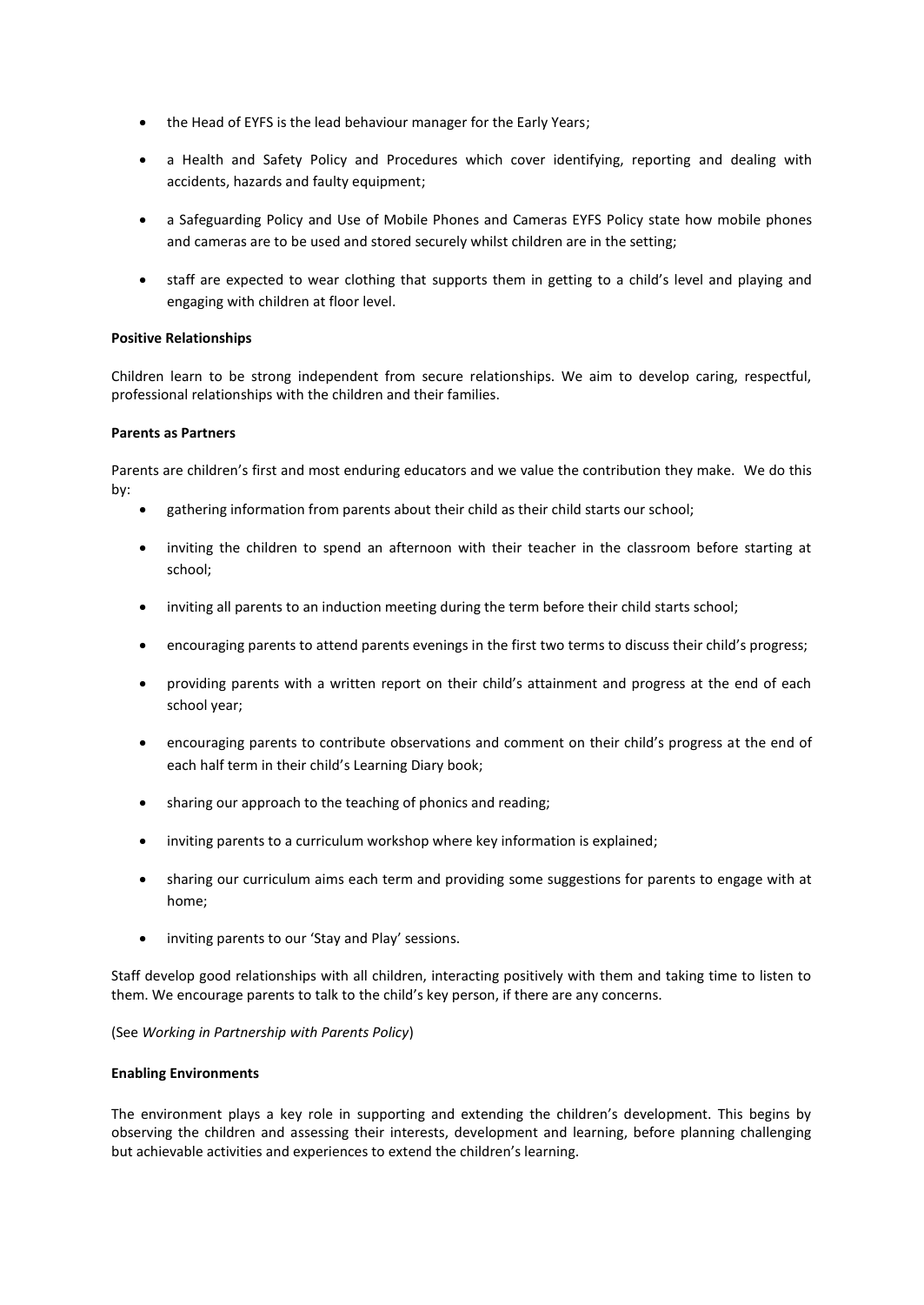- the Head of EYFS is the lead behaviour manager for the Early Years;
- a Health and Safety Policy and Procedures which cover identifying, reporting and dealing with accidents, hazards and faulty equipment;
- a Safeguarding Policy and Use of Mobile Phones and Cameras EYFS Policy state how mobile phones and cameras are to be used and stored securely whilst children are in the setting;
- staff are expected to wear clothing that supports them in getting to a child's level and playing and engaging with children at floor level.

**Positive Relationships**

Children learn to be strong independent from secure relationships. We aim to develop caring, respectful, professional relationships with the children and their families.

**Parents as Partners**

Parents are children's first and most enduring educators and we value the contribution they make. We do this by:

- gathering information from parents about their child as their child starts our school;
- inviting the children to spend an afternoon with their teacher in the classroom before starting at school;
- inviting all parents to an induction meeting during the term before their child starts school;
- encouraging parents to attend parents evenings in the first two terms to discuss their child's progress;
- providing parents with a written report on their child's attainment and progress at the end of each school year;
- encouraging parents to contribute observations and comment on their child's progress at the end of each half term in their child's Learning Diary book;
- sharing our approach to the teaching of phonics and reading;
- inviting parents to a curriculum workshop where key information is explained;
- sharing our curriculum aims each term and providing some suggestions for parents to engage with at home;
- inviting parents to our 'Stay and Play' sessions.

Staff develop good relationships with all children, interacting positively with them and taking time to listen to them. We encourage parents to talk to the child's key person, if there are any concerns.

(See *Working in Partnership with Parents Policy*)

**Enabling Environments**

The environment plays a key role in supporting and extending the children's development. This begins by observing the children and assessing their interests, development and learning, before planning challenging but achievable activities and experiences to extend the children's learning.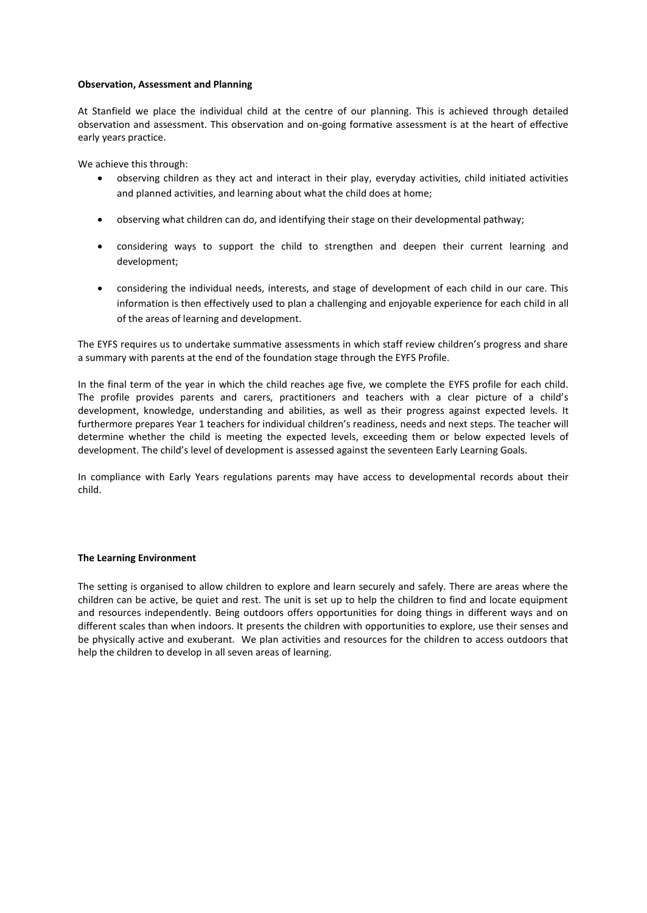**Observation, Assessment and Planning**

At Stanfield we place the individual child at the centre of our planning. This is achieved through detailed observation and assessment. This observation and on-going formative assessment is at the heart of effective early years practice.

We achieve this through:

- observing children as they act and interact in their play, everyday activities, child initiated activities and planned activities, and learning about what the child does at home;
- observing what children can do, and identifying their stage on their developmental pathway;
- considering ways to support the child to strengthen and deepen their current learning and development;
- considering the individual needs, interests, and stage of development of each child in our care. This information is then effectively used to plan a challenging and enjoyable experience for each child in all of the areas of learning and development.

The EYFS requires us to undertake summative assessments in which staff review children's progress and share a summary with parents at the end of the foundation stage through the EYFS Profile.

In the final term of the year in which the child reaches age five, we complete the EYFS profile for each child. The profile provides parents and carers, practitioners and teachers with a clear picture of a child's development, knowledge, understanding and abilities, as well as their progress against expected levels. It furthermore prepares Year 1 teachers for individual children's readiness, needs and next steps. The teacher will determine whether the child is meeting the expected levels, exceeding them or below expected levels of development. The child's level of development is assessed against the seventeen Early Learning Goals.

In compliance with Early Years regulations parents may have access to developmental records about their child.

**The Learning Environment**

The setting is organised to allow children to explore and learn securely and safely. There are areas where the children can be active, be quiet and rest. The unit is set up to help the children to find and locate equipment and resources independently. Being outdoors offers opportunities for doing things in different ways and on different scales than when indoors. It presents the children with opportunities to explore, use their senses and be physically active and exuberant. We plan activities and resources for the children to access outdoors that help the children to develop in all seven areas of learning.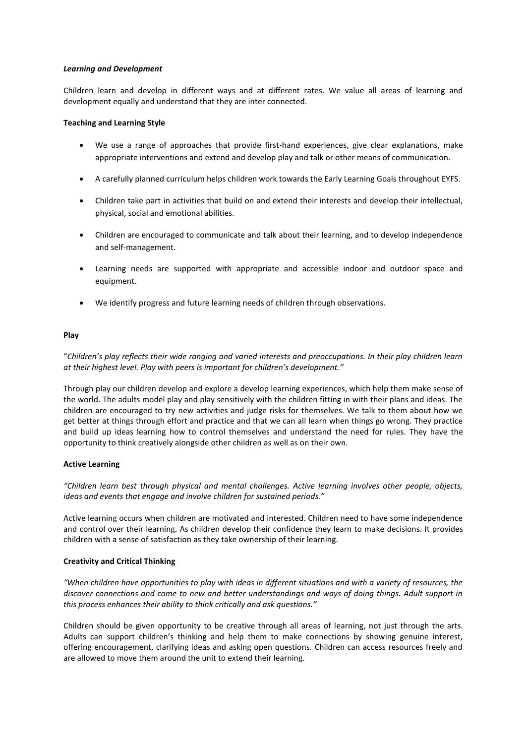***Learning and Development***

Children learn and develop in different ways and at different rates. We value all areas of learning and development equally and understand that they are inter connected.

**Teaching and Learning Style**

- We use a range of approaches that provide first-hand experiences, give clear explanations, make appropriate interventions and extend and develop play and talk or other means of communication.
- A carefully planned curriculum helps children work towards the Early Learning Goals throughout EYFS.
- Children take part in activities that build on and extend their interests and develop their intellectual, physical, social and emotional abilities.
- Children are encouraged to communicate and talk about their learning, and to develop independence and self-management.
- Learning needs are supported with appropriate and accessible indoor and outdoor space and equipment.
- We identify progress and future learning needs of children through observations.

**Play**

"*Children's play reflects their wide ranging and varied interests and preoccupations. In their play children learn at their highest level. Play with peers is important for children's development."*

Through play our children develop and explore a develop learning experiences, which help them make sense of the world. The adults model play and play sensitively with the children fitting in with their plans and ideas. The children are encouraged to try new activities and judge risks for themselves. We talk to them about how we get better at things through effort and practice and that we can all learn when things go wrong. They practice and build up ideas learning how to control themselves and understand the need for rules. They have the opportunity to think creatively alongside other children as well as on their own.

**Active Learning**

*"Children learn best through physical and mental challenges. Active learning involves other people, objects, ideas and events that engage and involve children for sustained periods."*

Active learning occurs when children are motivated and interested. Children need to have some independence and control over their learning. As children develop their confidence they learn to make decisions. It provides children with a sense of satisfaction as they take ownership of their learning.

**Creativity and Critical Thinking**

*"When children have opportunities to play with ideas in different situations and with a variety of resources, the discover connections and come to new and better understandings and ways of doing things. Adult support in this process enhances their ability to think critically and ask questions."*

Children should be given opportunity to be creative through all areas of learning, not just through the arts. Adults can support children's thinking and help them to make connections by showing genuine interest, offering encouragement, clarifying ideas and asking open questions. Children can access resources freely and are allowed to move them around the unit to extend their learning.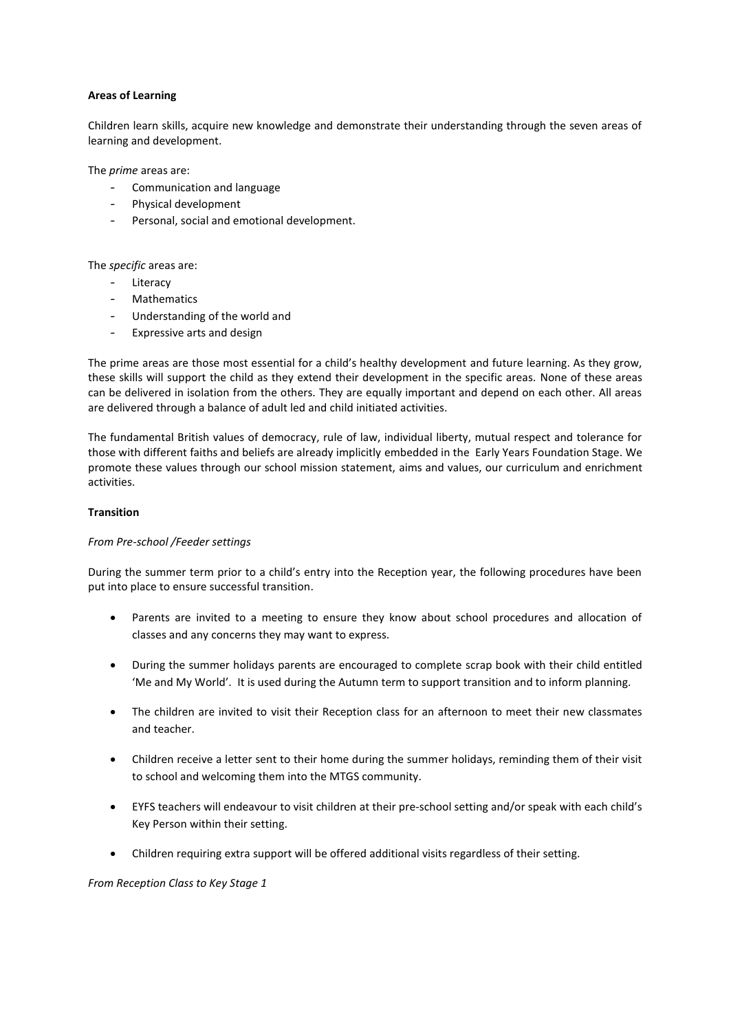**Areas of Learning**

Children learn skills, acquire new knowledge and demonstrate their understanding through the seven areas of learning and development.

The *prime* areas are:

- Communication and language
- Physical development
- Personal, social and emotional development.

The *specific* areas are:

- Literacy
- Mathematics
- Understanding of the world and
- Expressive arts and design

The prime areas are those most essential for a child's healthy development and future learning. As they grow, these skills will support the child as they extend their development in the specific areas. None of these areas can be delivered in isolation from the others. They are equally important and depend on each other. All areas are delivered through a balance of adult led and child initiated activities.

The fundamental British values of democracy, rule of law, individual liberty, mutual respect and tolerance for those with different faiths and beliefs are already implicitly embedded in the Early Years Foundation Stage. We promote these values through our school mission statement, aims and values, our curriculum and enrichment activities.

**Transition**

*From Pre-school /Feeder settings*

During the summer term prior to a child's entry into the Reception year, the following procedures have been put into place to ensure successful transition.

- Parents are invited to a meeting to ensure they know about school procedures and allocation of classes and any concerns they may want to express.
- During the summer holidays parents are encouraged to complete scrap book with their child entitled 'Me and My World'. It is used during the Autumn term to support transition and to inform planning.
- The children are invited to visit their Reception class for an afternoon to meet their new classmates and teacher.
- Children receive a letter sent to their home during the summer holidays, reminding them of their visit to school and welcoming them into the MTGS community.
- EYFS teachers will endeavour to visit children at their pre-school setting and/or speak with each child's Key Person within their setting.
- Children requiring extra support will be offered additional visits regardless of their setting.

*From Reception Class to Key Stage 1*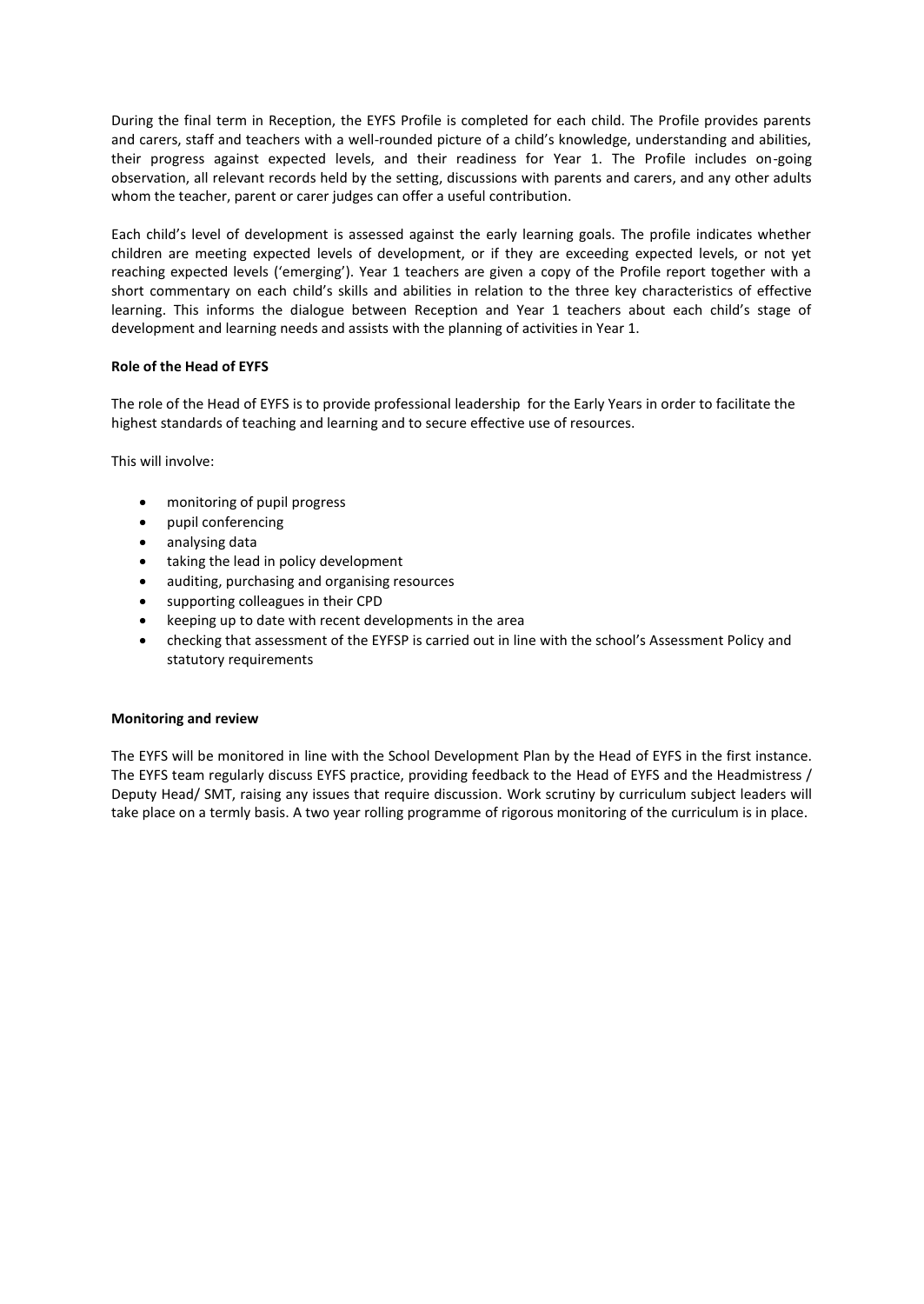During the final term in Reception, the EYFS Profile is completed for each child. The Profile provides parents and carers, staff and teachers with a well-rounded picture of a child's knowledge, understanding and abilities, their progress against expected levels, and their readiness for Year 1. The Profile includes on-going observation, all relevant records held by the setting, discussions with parents and carers, and any other adults whom the teacher, parent or carer judges can offer a useful contribution.

Each child's level of development is assessed against the early learning goals. The profile indicates whether children are meeting expected levels of development, or if they are exceeding expected levels, or not yet reaching expected levels ('emerging'). Year 1 teachers are given a copy of the Profile report together with a short commentary on each child's skills and abilities in relation to the three key characteristics of effective learning. This informs the dialogue between Reception and Year 1 teachers about each child's stage of development and learning needs and assists with the planning of activities in Year 1.

**Role of the Head of EYFS**

The role of the Head of EYFS is to provide professional leadership for the Early Years in order to facilitate the highest standards of teaching and learning and to secure effective use of resources.

This will involve:

- monitoring of pupil progress
- pupil conferencing
- analysing data
- taking the lead in policy development
- auditing, purchasing and organising resources
- supporting colleagues in their CPD
- keeping up to date with recent developments in the area
- checking that assessment of the EYFSP is carried out in line with the school's Assessment Policy and statutory requirements

**Monitoring and review**

The EYFS will be monitored in line with the School Development Plan by the Head of EYFS in the first instance. The EYFS team regularly discuss EYFS practice, providing feedback to the Head of EYFS and the Headmistress / Deputy Head/ SMT, raising any issues that require discussion. Work scrutiny by curriculum subject leaders will take place on a termly basis. A two year rolling programme of rigorous monitoring of the curriculum is in place.